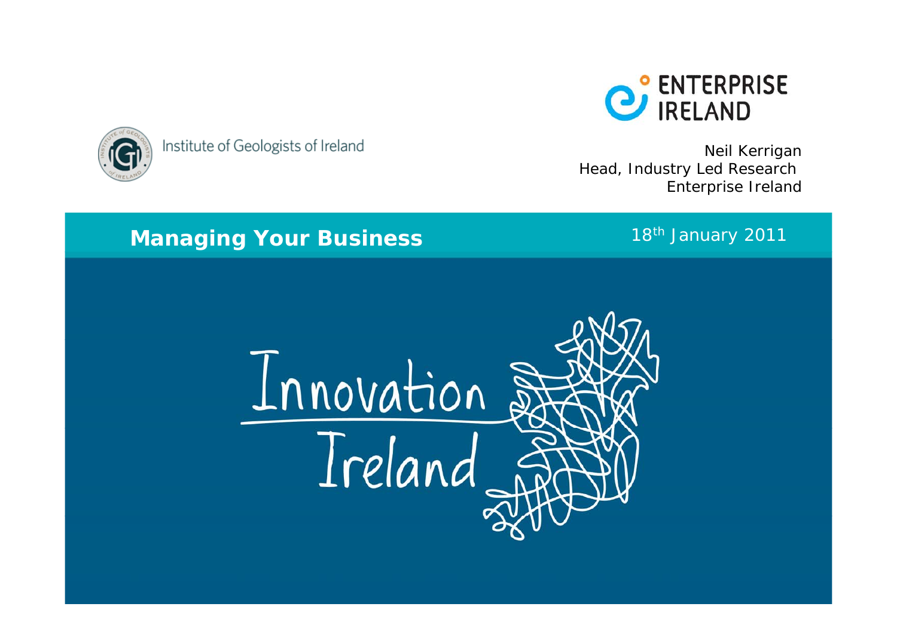ENTERPRISE IRELAND

Institute of Geologists of Ireland

Neil Kerrigan
Head, Industry Led Research
Enterprise Ireland

# Managing Your Business

18th January 2011

Innovation Ireland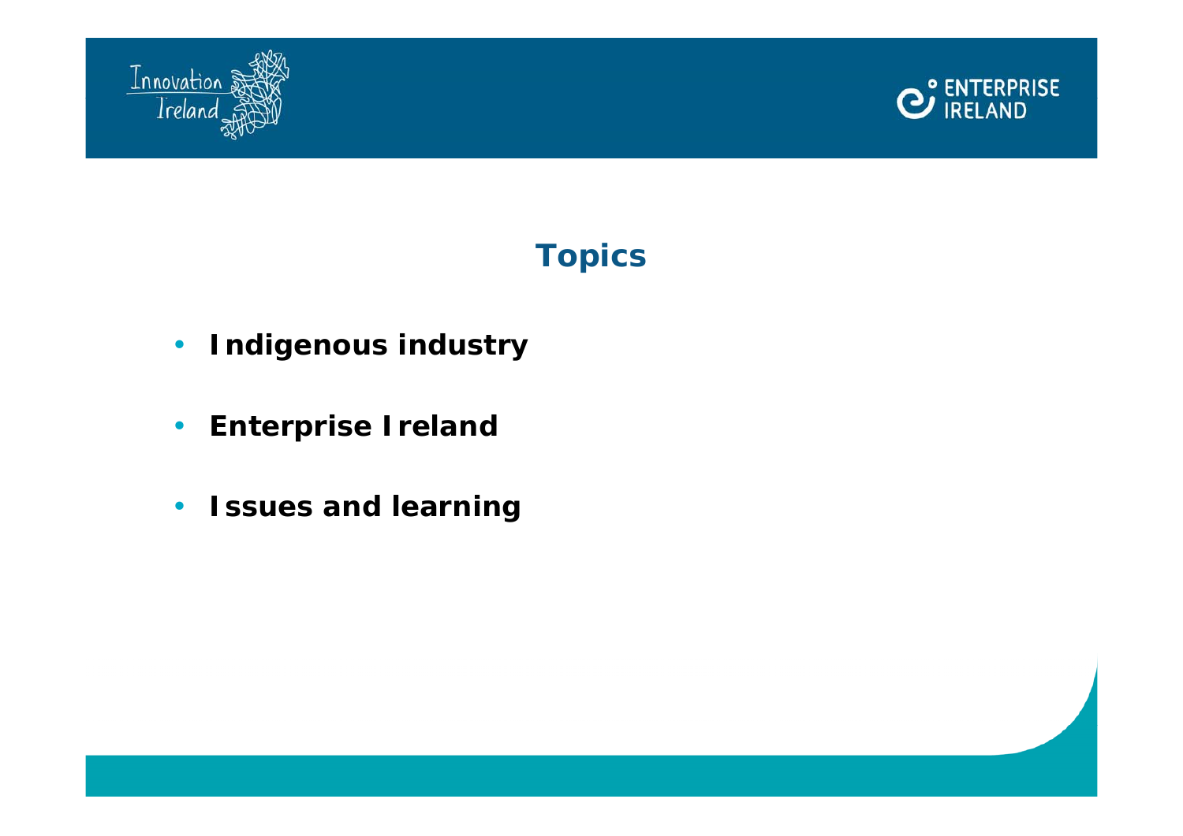# Topics

- **Indigenous industry**
- **Enterprise Ireland**
- **Issues and learning**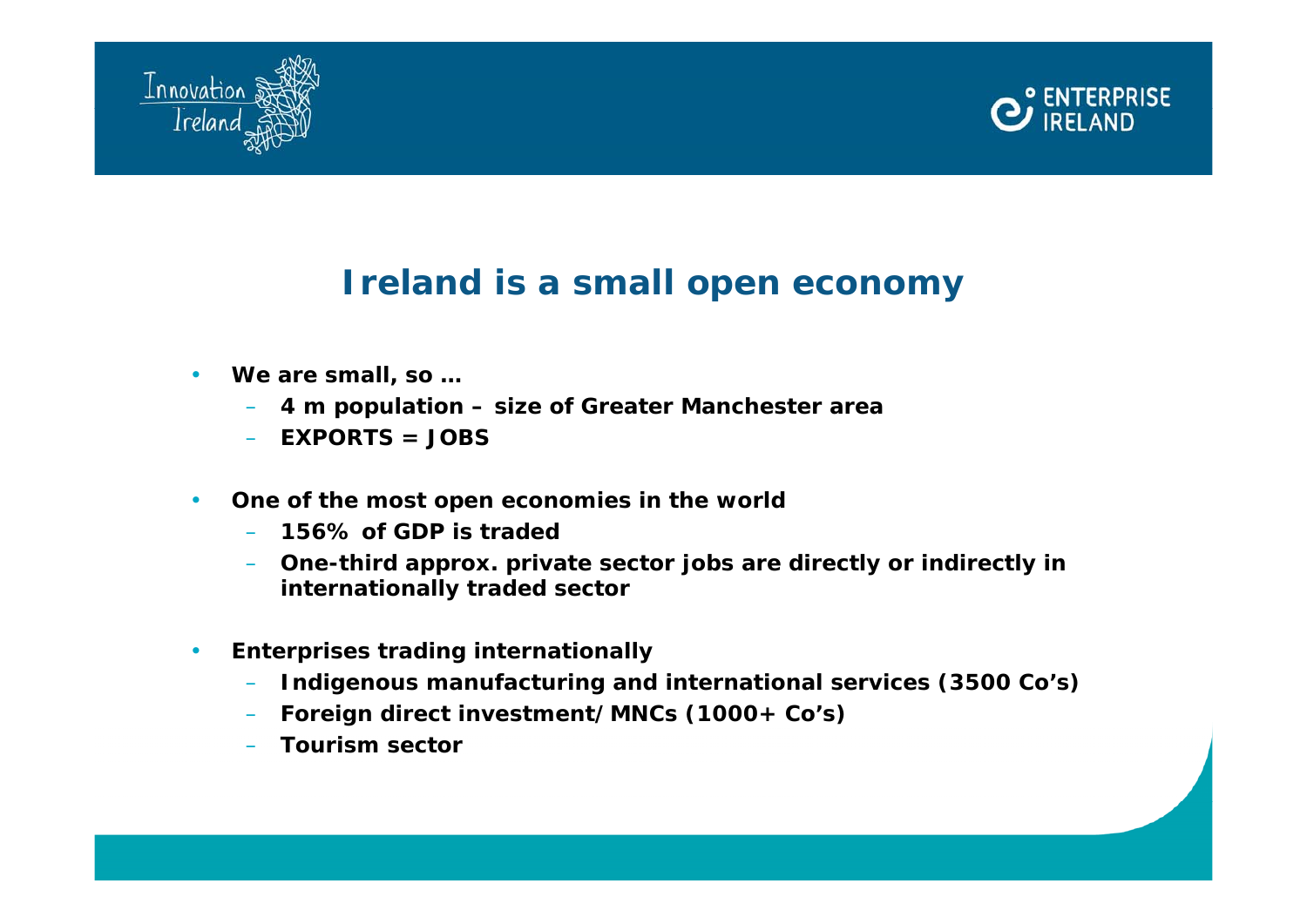# Ireland is a small open economy

- **We are small, so …**
  - **4 m population – size of Greater Manchester area**
  - **EXPORTS = JOBS**
- **One of the most open economies in the world**
  - **156% of GDP is traded**
  - **One-third approx. private sector jobs are directly or indirectly in internationally traded sector**
- **Enterprises trading internationally**
  - **Indigenous manufacturing and international services (3500 Co's)**
  - **Foreign direct investment/MNCs (1000+ Co's)**
  - **Tourism sector**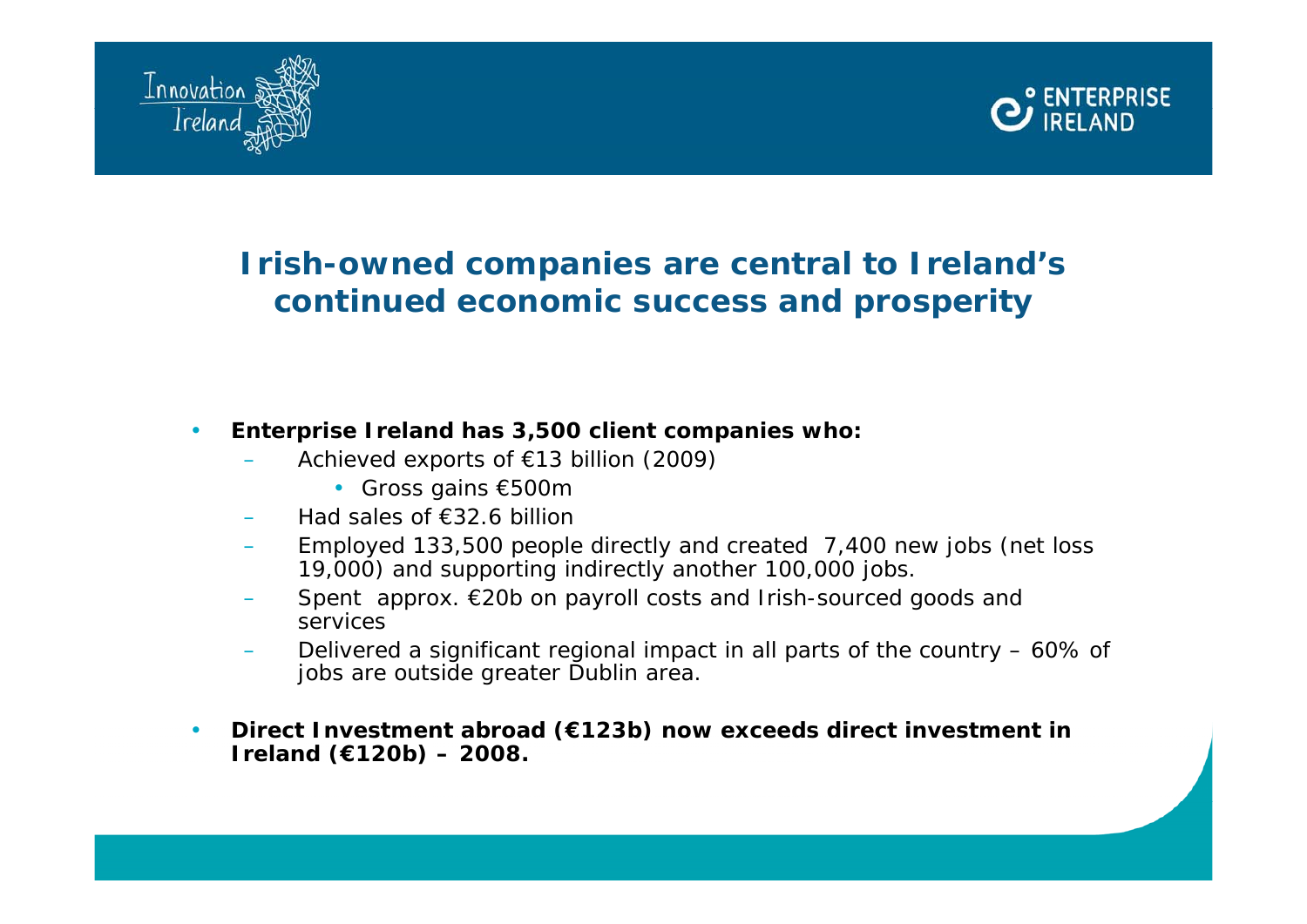## Irish-owned companies are central to Ireland's continued economic success and prosperity

- **Enterprise Ireland has 3,500 client companies who:**
  - Achieved exports of €13 billion (2009)
    - Gross gains €500m
  - Had sales of €32.6 billion
  - Employed 133,500 people directly and created 7,400 new jobs (net loss 19,000) and supporting indirectly another 100,000 jobs.
  - Spent approx. €20b on payroll costs and Irish-sourced goods and services
  - Delivered a significant regional impact in all parts of the country – 60% of jobs are outside greater Dublin area.
- **Direct Investment abroad (€123b) now exceeds direct investment in Ireland (€120b) – 2008.**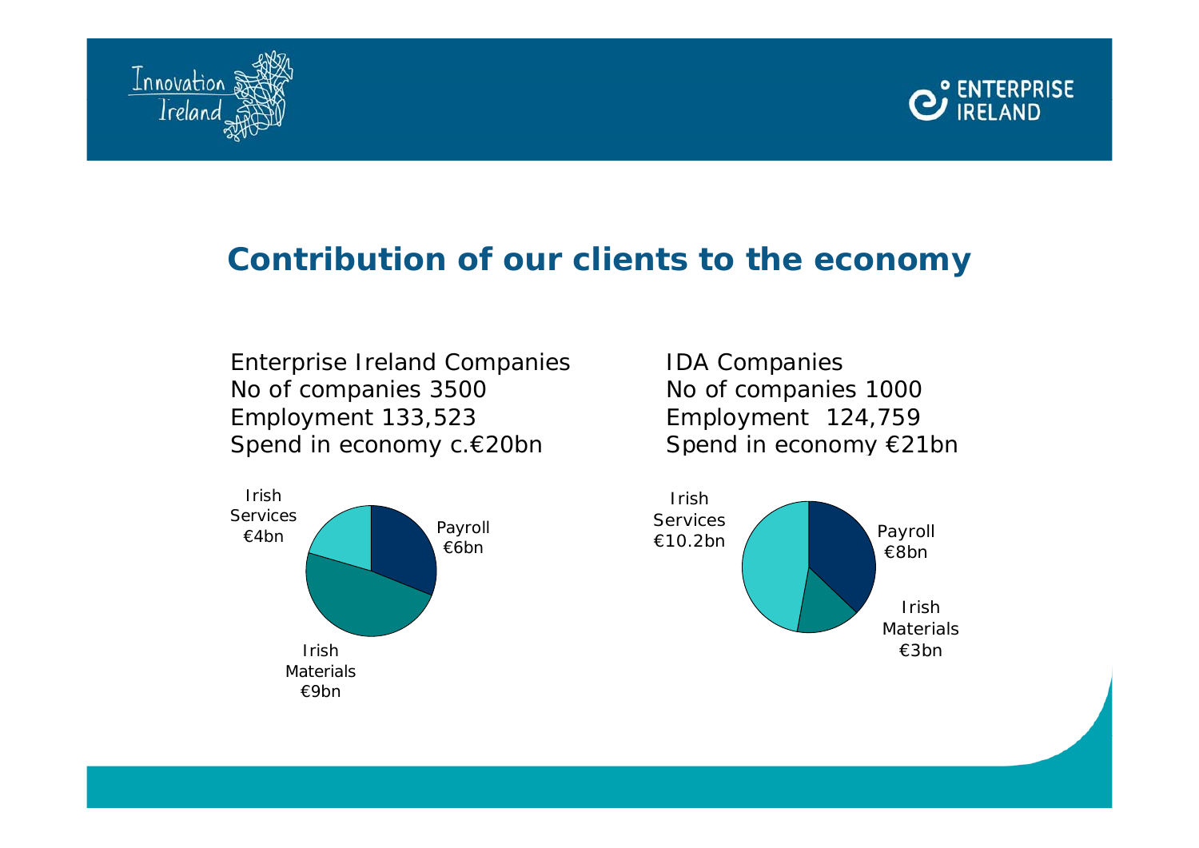# Contribution of our clients to the economy

Enterprise Ireland Companies
No of companies 3500
Employment 133,523
Spend in economy c.€20bn

Irish Services €4bn
Payroll €6bn
Irish Materials €9bn

IDA Companies
No of companies 1000
Employment 124,759
Spend in economy €21bn

Irish Services €10.2bn
Payroll €8bn
Irish Materials €3bn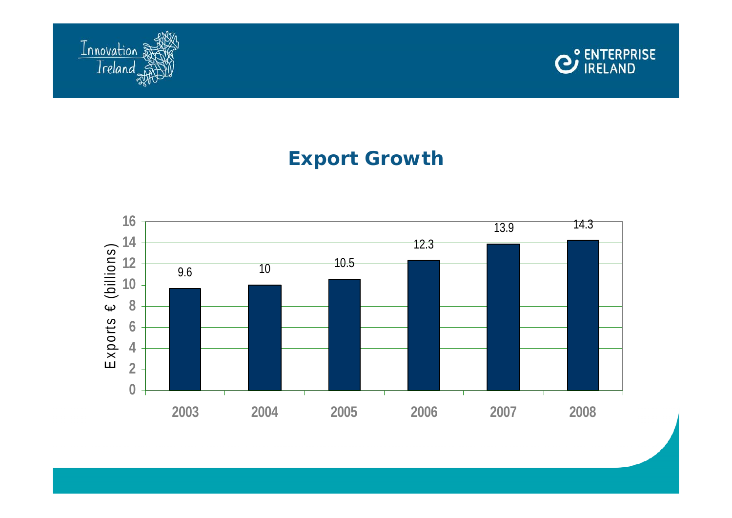# Export Growth

Exports € (billions)

16
14
12
10
8
6
4
2
0

9.6
10
10.5
12.3
13.9
14.3

2003
2004
2005
2006
2007
2008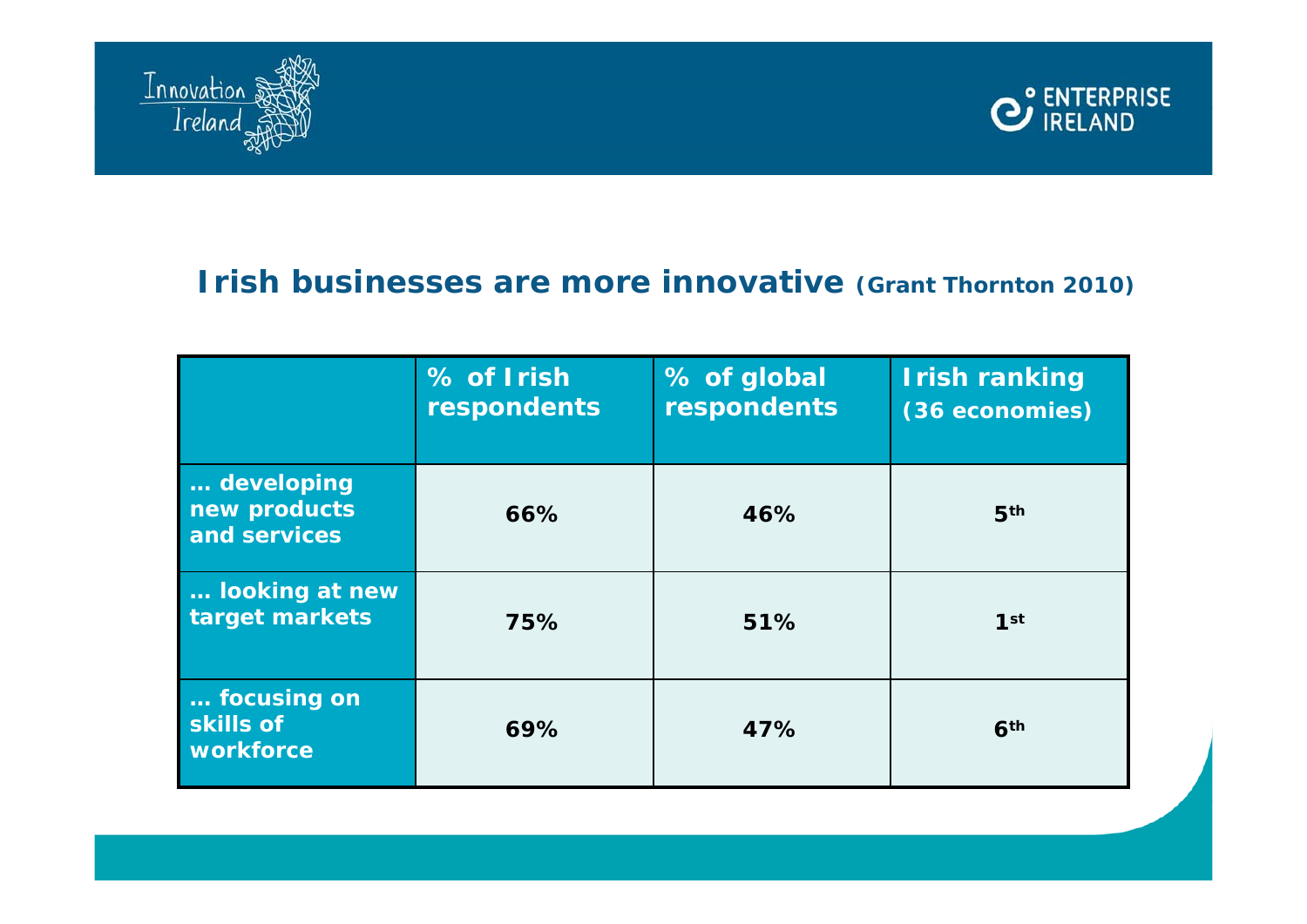## Irish businesses are more innovative (Grant Thornton 2010)

| | % of Irish respondents | % of global respondents | Irish ranking (36 economies) |
|---|---|---|---|
| … developing new products and services | 66% | 46% | 5th |
| … looking at new target markets | 75% | 51% | 1st |
| … focusing on skills of workforce | 69% | 47% | 6th |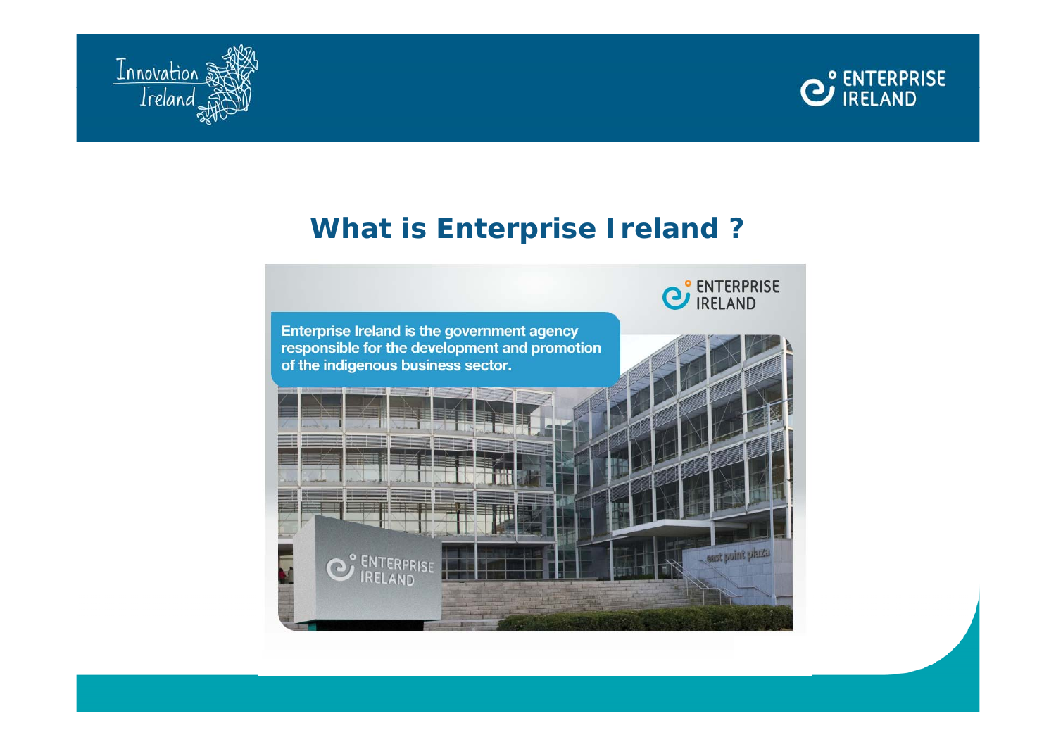# What is Enterprise Ireland ?

Enterprise Ireland is the government agency responsible for the development and promotion of the indigenous business sector.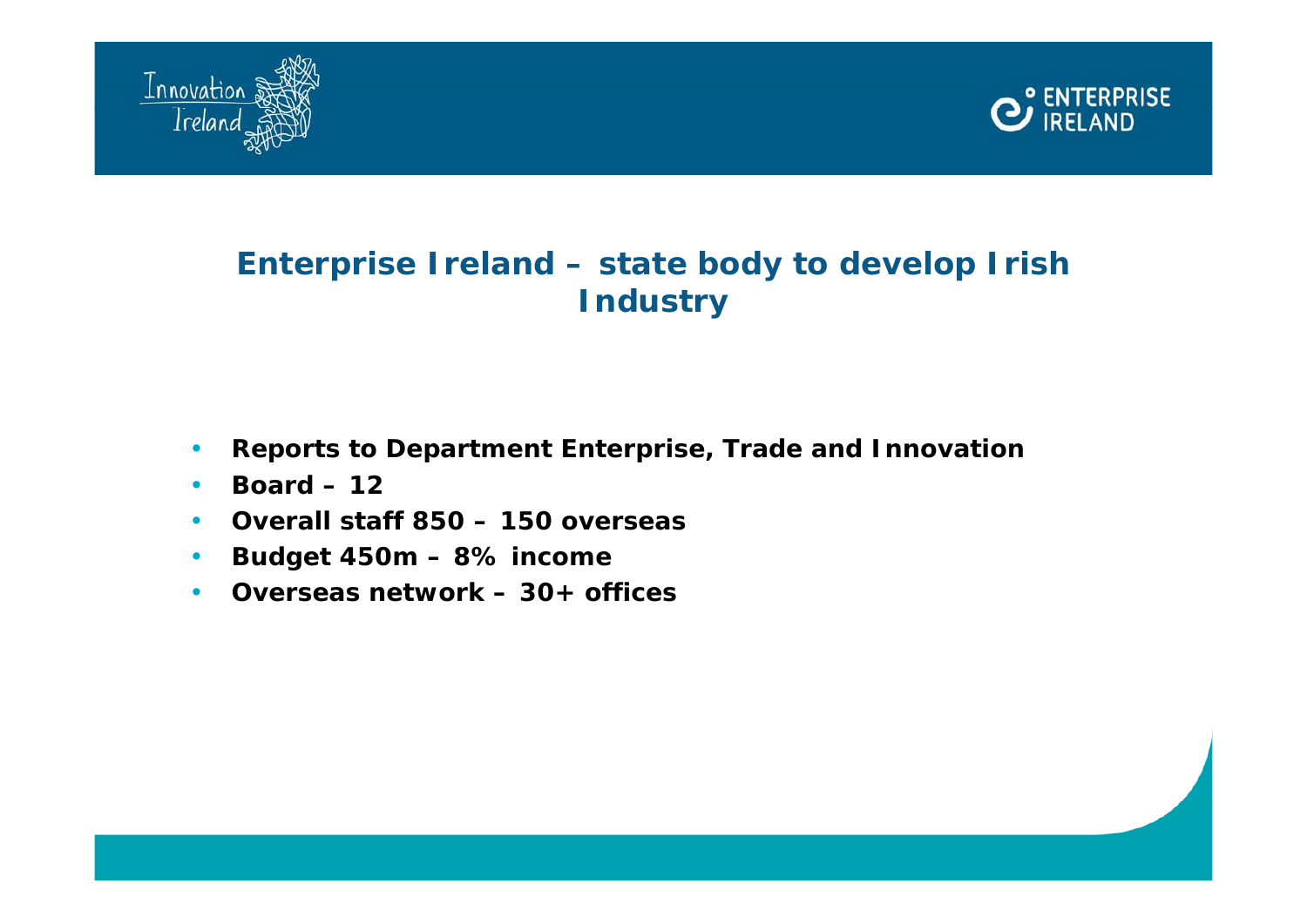## Enterprise Ireland – state body to develop Irish Industry

- **Reports to Department Enterprise, Trade and Innovation**
- **Board – 12**
- **Overall staff 850 – 150 overseas**
- **Budget 450m – 8% income**
- **Overseas network – 30+ offices**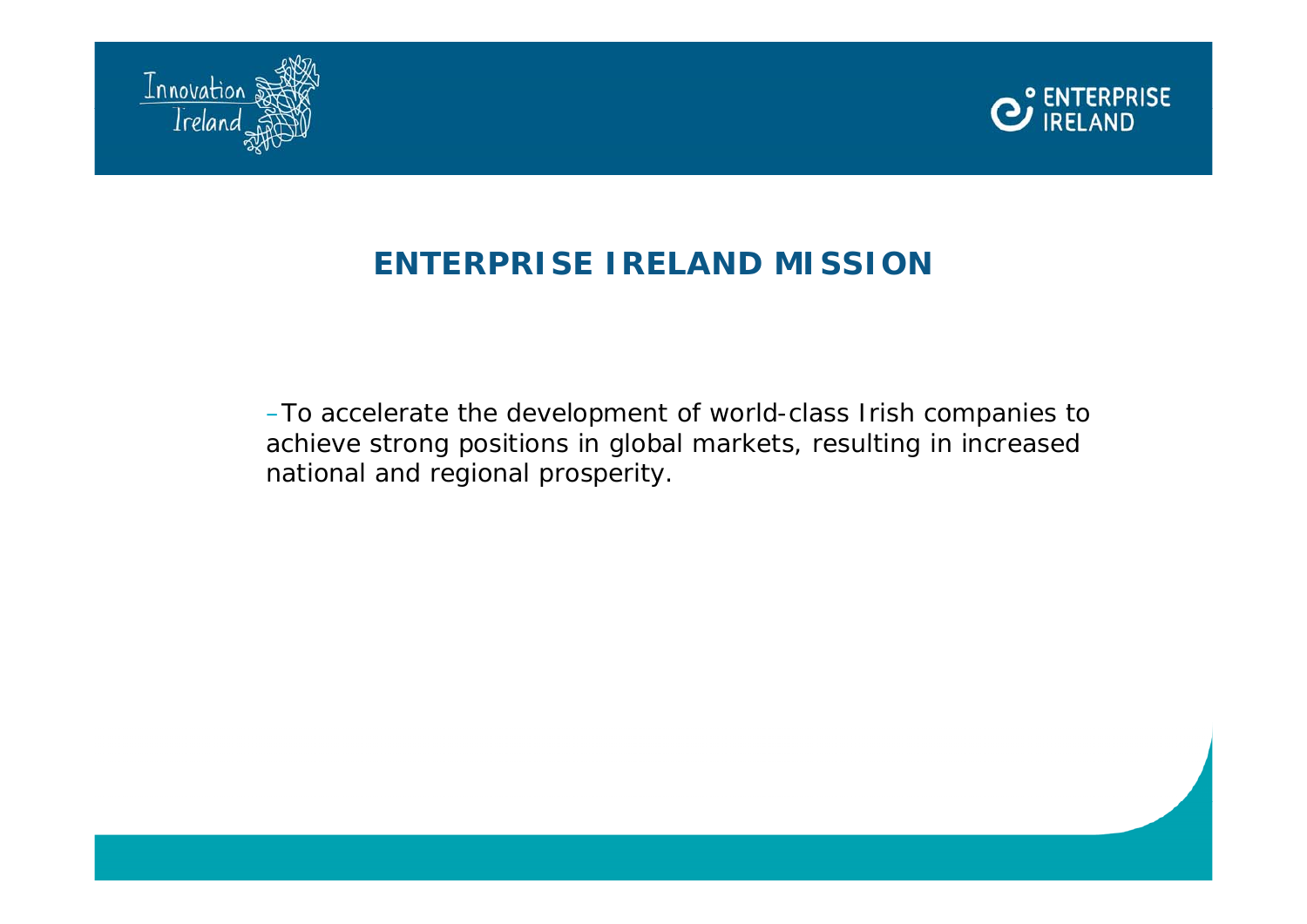# ENTERPRISE IRELAND MISSION

– To accelerate the development of world-class Irish companies to achieve strong positions in global markets, resulting in increased national and regional prosperity.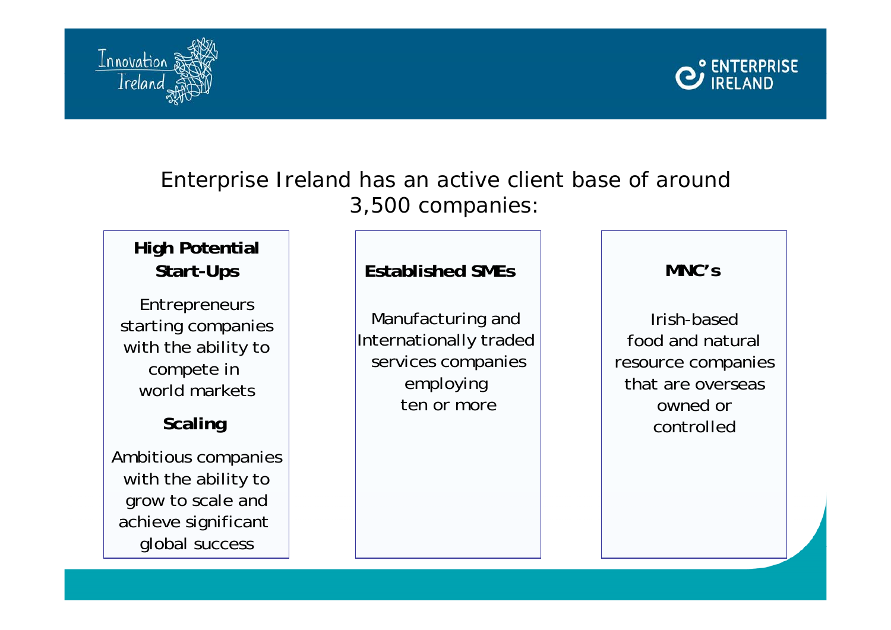Enterprise Ireland has an active client base of around 3,500 companies:

**High Potential Start-Ups**

Entrepreneurs starting companies with the ability to compete in world markets

**Scaling**

Ambitious companies with the ability to grow to scale and achieve significant global success

**Established SMEs**

Manufacturing and Internationally traded services companies employing ten or more

**MNC's**

Irish-based food and natural resource companies that are overseas owned or controlled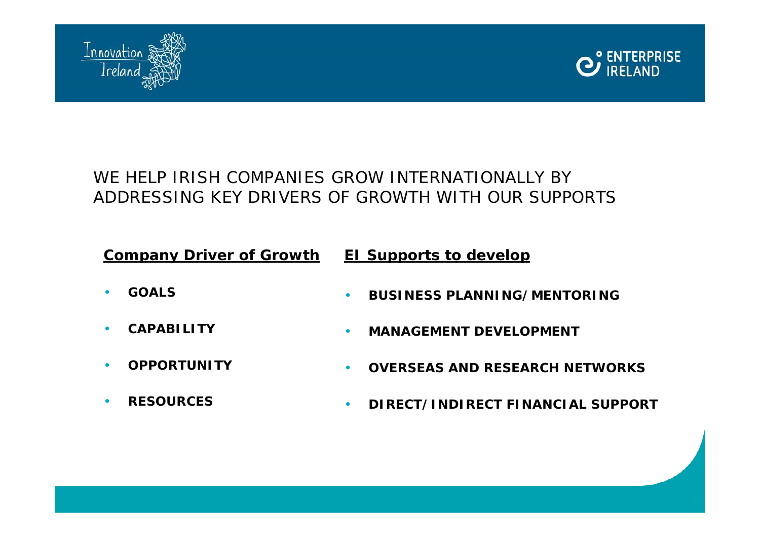WE HELP IRISH COMPANIES GROW INTERNATIONALLY BY ADDRESSING KEY DRIVERS OF GROWTH WITH OUR SUPPORTS

| **Company Driver of Growth** | **EI Supports to develop** |
| --- | --- |
| • **GOALS** | • **BUSINESS PLANNING/MENTORING** |
| • **CAPABILITY** | • **MANAGEMENT DEVELOPMENT** |
| • **OPPORTUNITY** | • **OVERSEAS AND RESEARCH NETWORKS** |
| • **RESOURCES** | • **DIRECT/INDIRECT FINANCIAL SUPPORT** |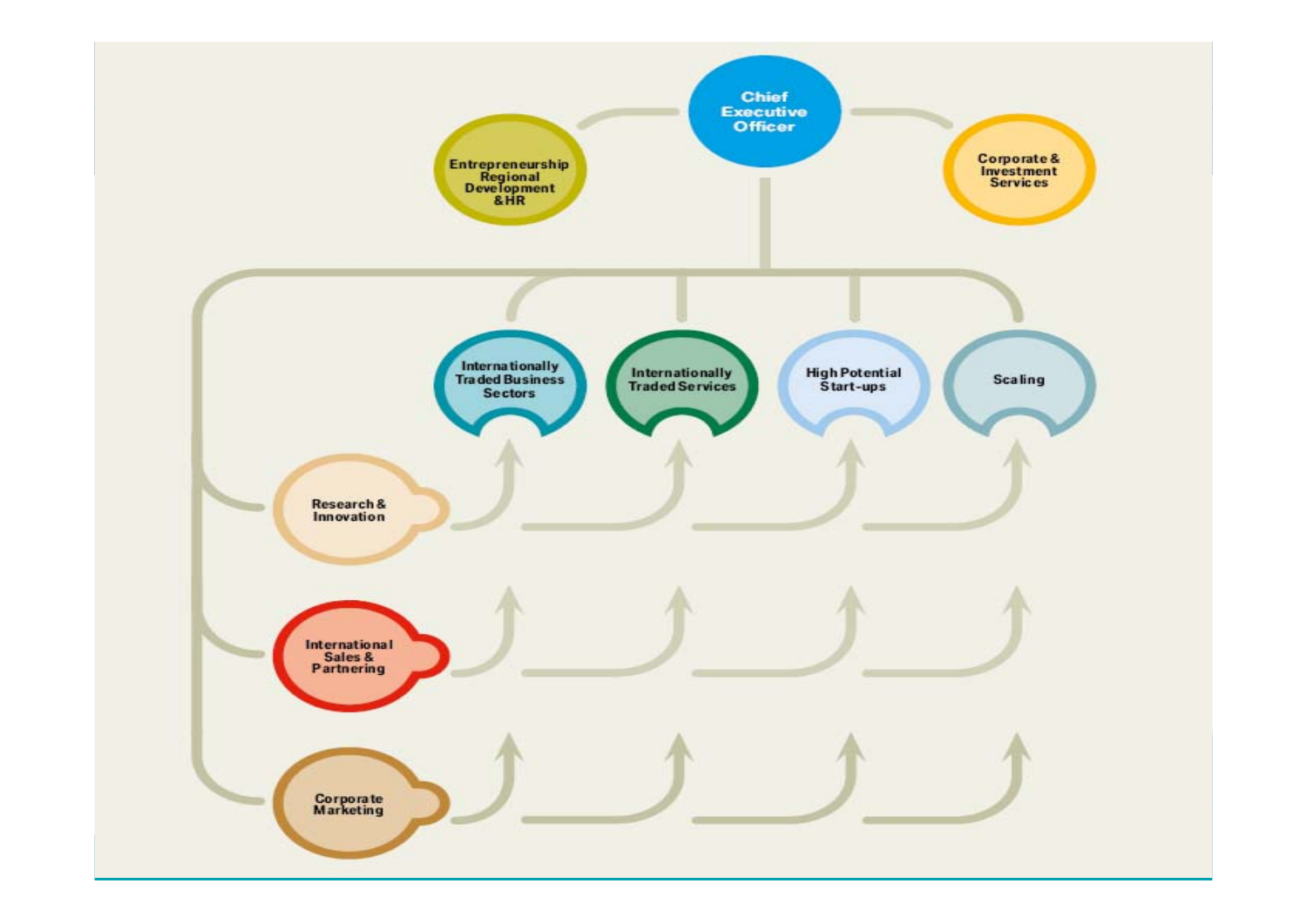Chief Executive Officer

Entrepreneurship Regional Development & HR

Corporate & Investment Services

Internationally Traded Business Sectors

Internationally Traded Services

High Potential Start-ups

Scaling

Research & Innovation

International Sales & Partnering

Corporate Marketing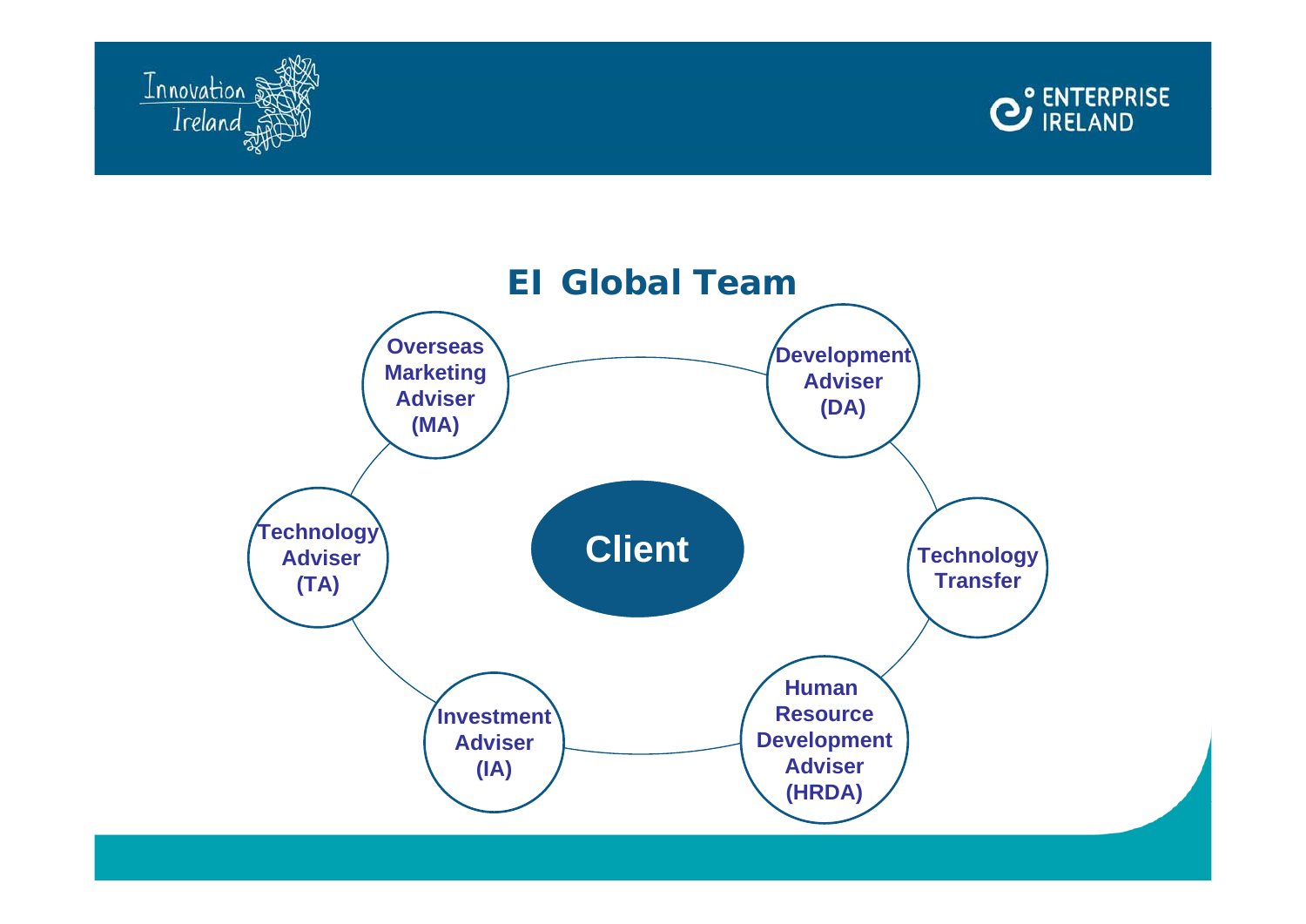# EI Global Team

Overseas Marketing Adviser (MA)

Development Adviser (DA)

Technology Adviser (TA)

Client

Technology Transfer

Investment Adviser (IA)

Human Resource Development Adviser (HRDA)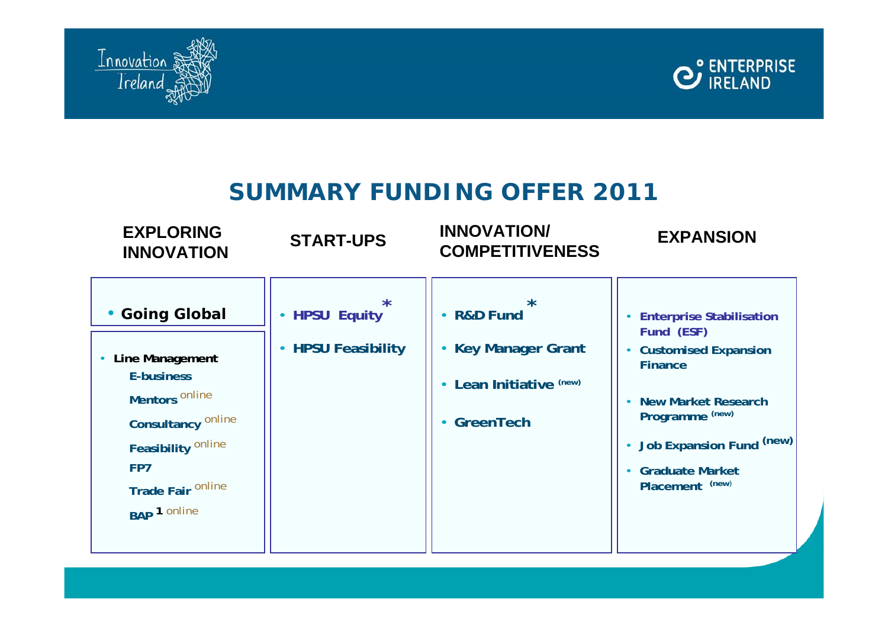# SUMMARY FUNDING OFFER 2011

| EXPLORING INNOVATION | START-UPS | INNOVATION/ COMPETITIVENESS | EXPANSION |
| --- | --- | --- | --- |
| • **Going Global**<br><br>• **Line Management**<br>**E-business**<br>**Mentors** online<br>**Consultancy** online<br>**Feasibility** online<br>**FP7**<br>**Trade Fair** online<br>**BAP** 1 online | • **HPSU Equity** *<br>• **HPSU Feasibility** | • **R&D Fund** *<br>• **Key Manager Grant**<br>• **Lean Initiative** (new)<br>• **GreenTech** | • **Enterprise Stabilisation Fund (ESF)**<br>• **Customised Expansion Finance**<br>• **New Market Research Programme** (new)<br>• **Job Expansion Fund** (new)<br>• **Graduate Market Placement** (new) |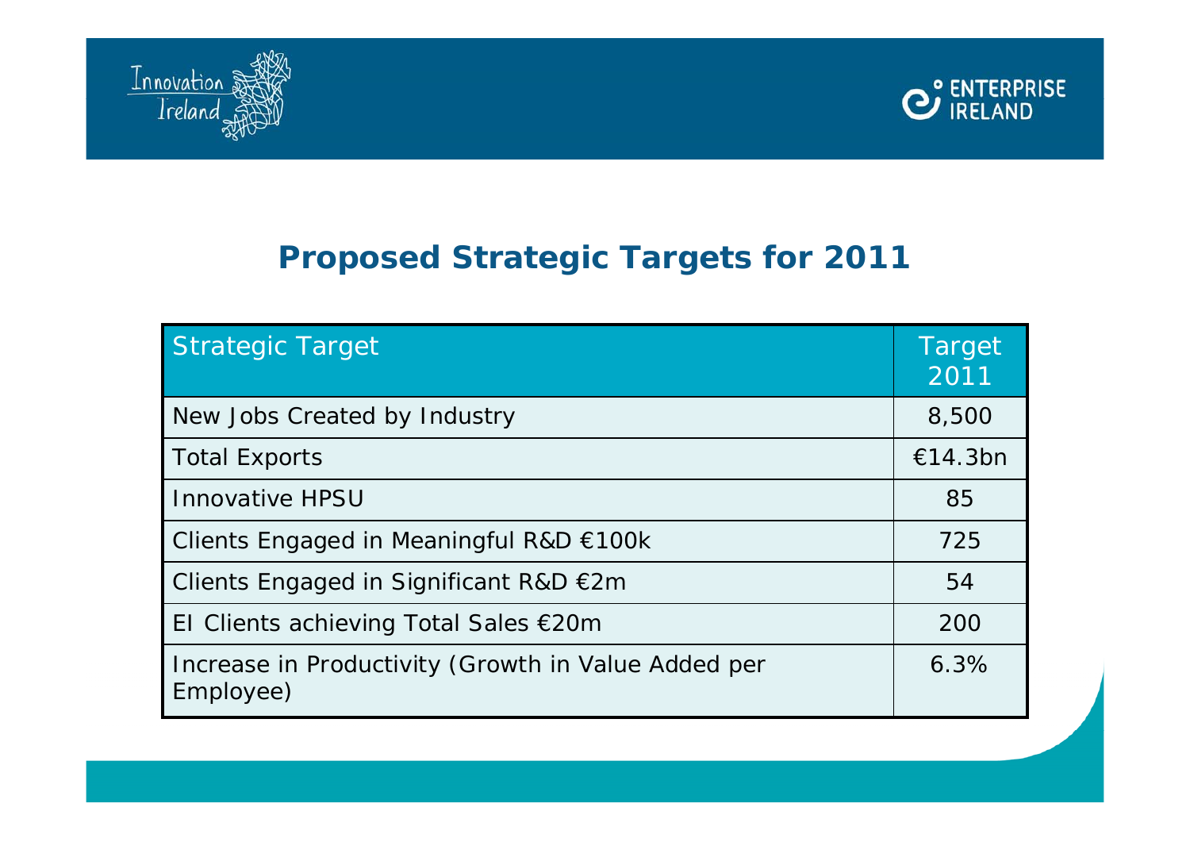## Proposed Strategic Targets for 2011

| Strategic Target | Target 2011 |
|---|---|
| New Jobs Created by Industry | 8,500 |
| Total Exports | €14.3bn |
| Innovative HPSU | 85 |
| Clients Engaged in Meaningful R&D €100k | 725 |
| Clients Engaged in Significant R&D €2m | 54 |
| EI Clients achieving Total Sales €20m | 200 |
| Increase in Productivity (Growth in Value Added per Employee) | 6.3% |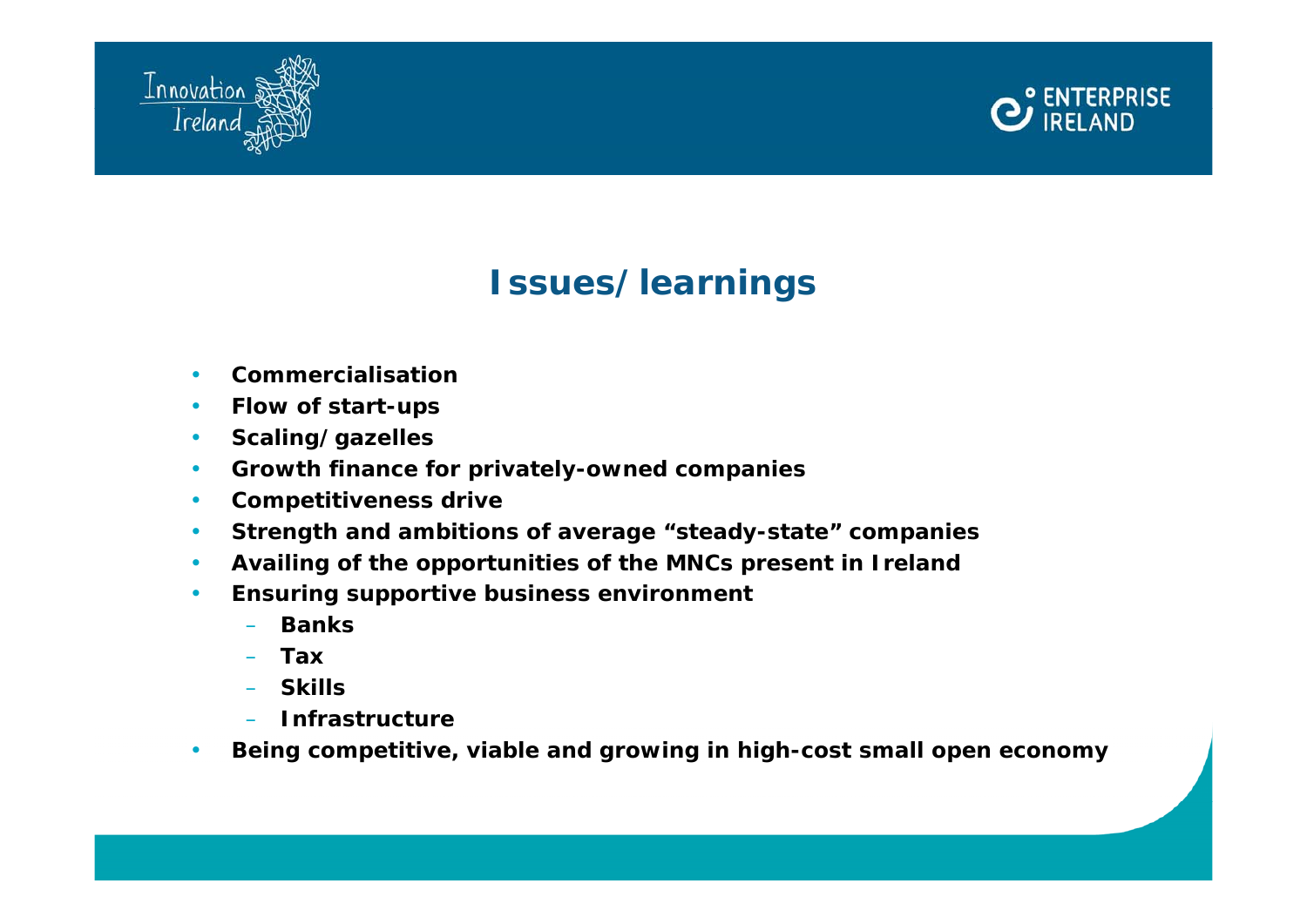# Issues/learnings

- Commercialisation
- Flow of start-ups
- Scaling/gazelles
- Growth finance for privately-owned companies
- Competitiveness drive
- Strength and ambitions of average "steady-state" companies
- Availing of the opportunities of the MNCs present in Ireland
- Ensuring supportive business environment
  - Banks
  - Tax
  - Skills
  - Infrastructure
- Being competitive, viable and growing in high-cost small open economy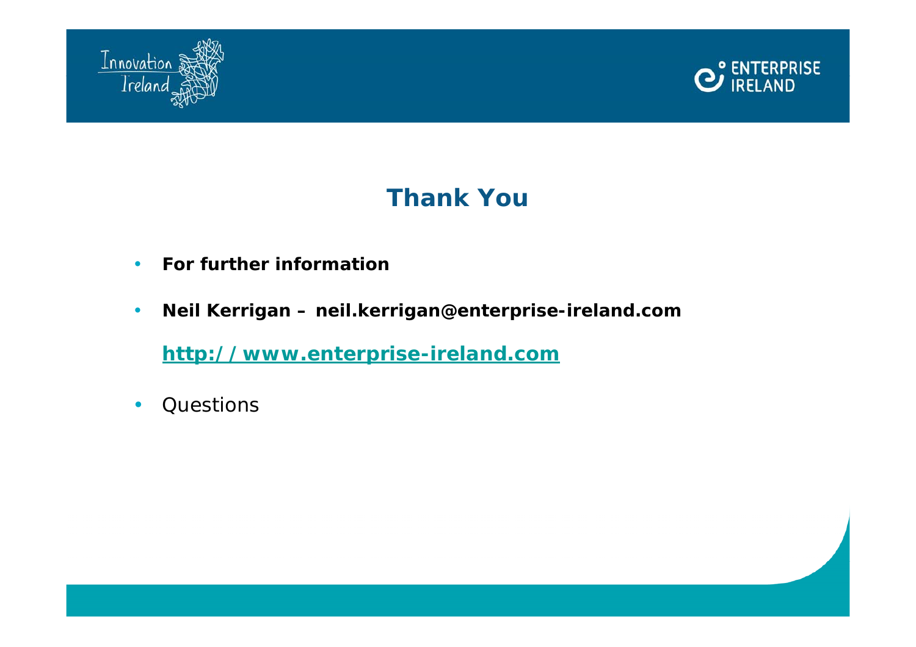# Thank You

- **For further information**
- **Neil Kerrigan – neil.kerrigan@enterprise-ireland.com**

  **http://www.enterprise-ireland.com**

- Questions